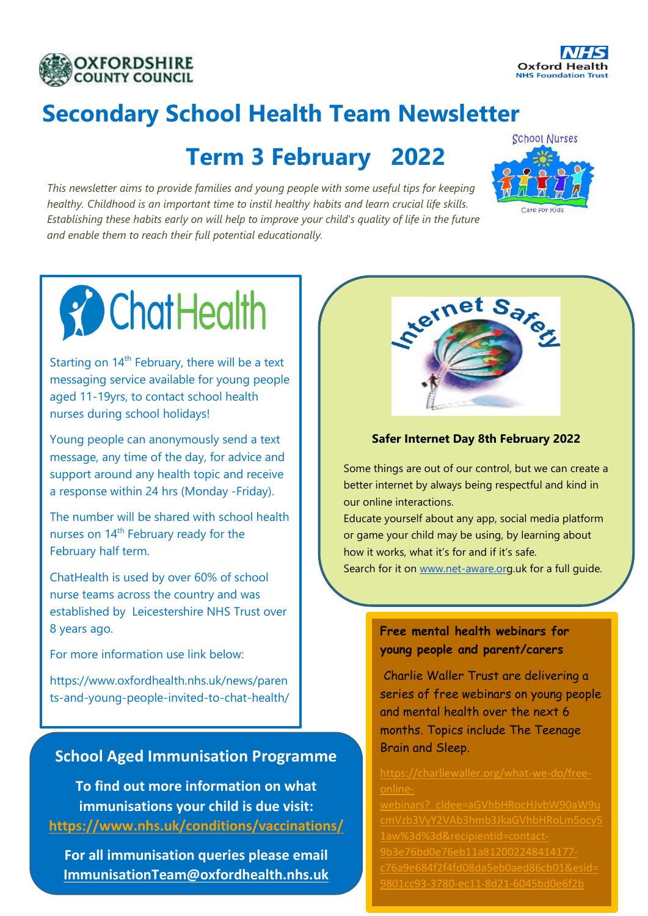OXFORDSHIRE COUNTY COUNCIL

NHS Oxford Health NHS Foundation Trust

# Secondary School Health Team Newsletter

## Term 3 February 2022

*This newsletter aims to provide families and young people with some useful tips for keeping healthy. Childhood is an important time to instil healthy habits and learn crucial life skills. Establishing these habits early on will help to improve your child's quality of life in the future and enable them to reach their full potential educationally.*

School Nurses

Care for Kids

## ChatHealth

Starting on 14th February, there will be a text messaging service available for young people aged 11-19yrs, to contact school health nurses during school holidays!

Young people can anonymously send a text message, any time of the day, for advice and support around any health topic and receive a response within 24 hrs (Monday -Friday).

The number will be shared with school health nurses on 14th February ready for the February half term.

ChatHealth is used by over 60% of school nurse teams across the country and was established by Leicestershire NHS Trust over 8 years ago.

For more information use link below:

https://www.oxfordhealth.nhs.uk/news/parents-and-young-people-invited-to-chat-health/

## School Aged Immunisation Programme

**To find out more information on what immunisations your child is due visit:**
**https://www.nhs.uk/conditions/vaccinations/**

**For all immunisation queries please email ImmunisationTeam@oxfordhealth.nhs.uk**

## Internet Safety

**Safer Internet Day 8th February 2022**

Some things are out of our control, but we can create a better internet by always being respectful and kind in our online interactions.

Educate yourself about any app, social media platform or game your child may be using, by learning about how it works, what it's for and if it's safe.

Search for it on www.net-aware.org.uk for a full guide.

**Free mental health webinars for young people and parent/carers**

Charlie Waller Trust are delivering a series of free webinars on young people and mental health over the next 6 months. Topics include The Teenage Brain and Sleep.

https://charliewaller.org/what-we-do/free-online-webinars?_cldee=aGVhbHRocHJvbW90aW9ucmVzb3VyY2VAb3hmb3JkaGVhbHRoLm5ocy51aw%3d%3d&recipientid=contact-9b3e76bd0e76eb11a812002248414177-c76a9e684f2f4fd08da5eb0aed86cb01&esid=9801cc93-3780-ec11-8d21-6045bd0e6f2b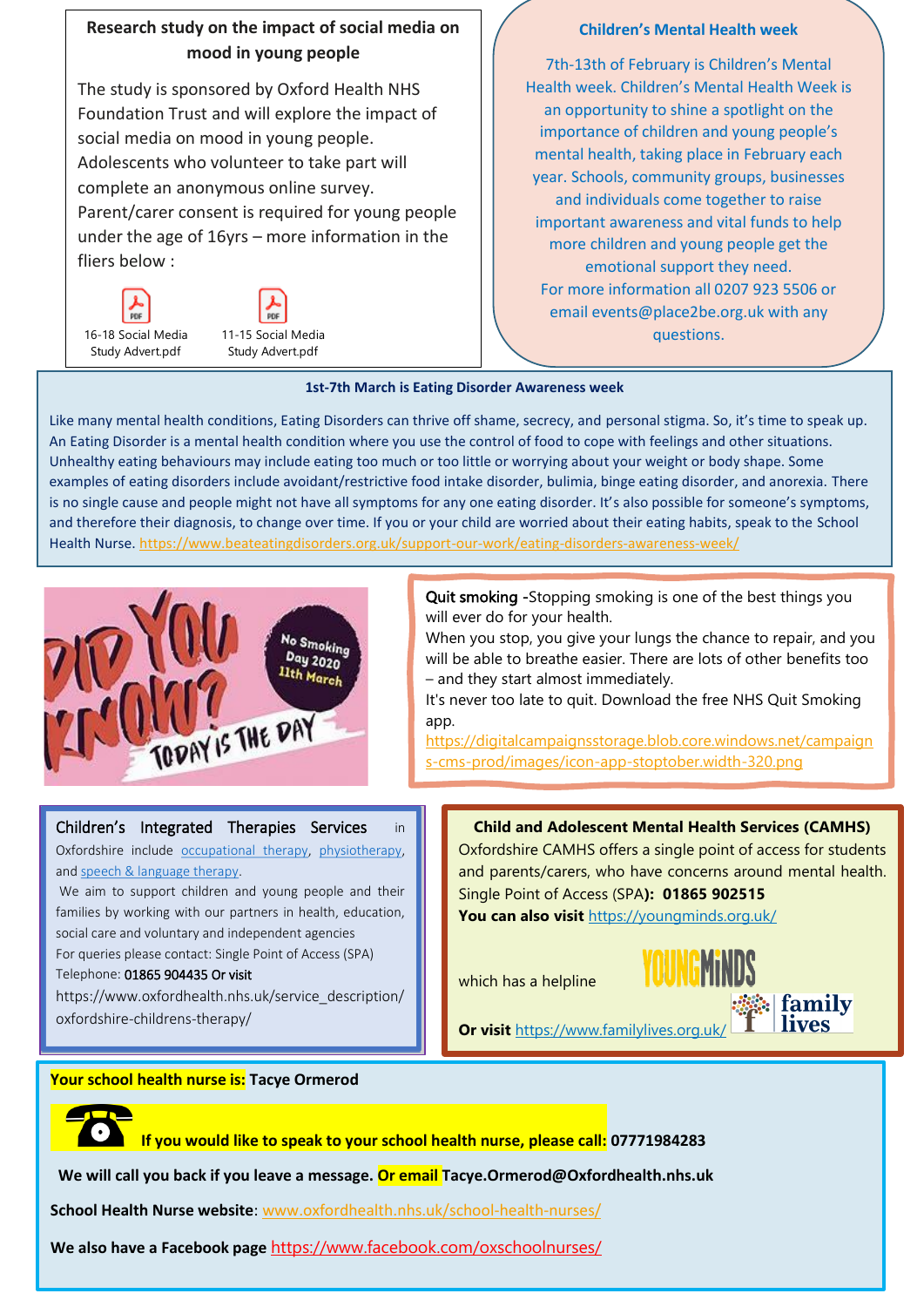## Research study on the impact of social media on mood in young people

The study is sponsored by Oxford Health NHS Foundation Trust and will explore the impact of social media on mood in young people. Adolescents who volunteer to take part will complete an anonymous online survey. Parent/carer consent is required for young people under the age of 16yrs – more information in the fliers below :

16-18 Social Media Study Advert.pdf

11-15 Social Media Study Advert.pdf

## Children's Mental Health week

7th-13th of February is Children's Mental Health week. Children's Mental Health Week is an opportunity to shine a spotlight on the importance of children and young people's mental health, taking place in February each year. Schools, community groups, businesses and individuals come together to raise important awareness and vital funds to help more children and young people get the emotional support they need.
For more information all 0207 923 5506 or email events@place2be.org.uk with any questions.

## 1st-7th March is Eating Disorder Awareness week

Like many mental health conditions, Eating Disorders can thrive off shame, secrecy, and personal stigma. So, it's time to speak up. An Eating Disorder is a mental health condition where you use the control of food to cope with feelings and other situations. Unhealthy eating behaviours may include eating too much or too little or worrying about your weight or body shape. Some examples of eating disorders include avoidant/restrictive food intake disorder, bulimia, binge eating disorder, and anorexia. There is no single cause and people might not have all symptoms for any one eating disorder. It's also possible for someone's symptoms, and therefore their diagnosis, to change over time. If you or your child are worried about their eating habits, speak to the School Health Nurse. https://www.beateatingdisorders.org.uk/support-our-work/eating-disorders-awareness-week/

DID YOU KNOW? No Smoking Day 2020 11th March TODAY IS THE DAY

**Quit smoking** -Stopping smoking is one of the best things you will ever do for your health.
When you stop, you give your lungs the chance to repair, and you will be able to breathe easier. There are lots of other benefits too – and they start almost immediately.
It's never too late to quit. Download the free NHS Quit Smoking app.
https://digitalcampaignsstorage.blob.core.windows.net/campaigns-cms-prod/images/icon-app-stoptober.width-320.png

## Children's Integrated Therapies Services

in Oxfordshire include occupational therapy, physiotherapy, and speech & language therapy.
We aim to support children and young people and their families by working with our partners in health, education, social care and voluntary and independent agencies
For queries please contact: Single Point of Access (SPA)
Telephone: 01865 904435 Or visit
https://www.oxfordhealth.nhs.uk/service_description/oxfordshire-childrens-therapy/

## Child and Adolescent Mental Health Services (CAMHS)

Oxfordshire CAMHS offers a single point of access for students and parents/carers, who have concerns around mental health.
Single Point of Access (SPA**): 01865 902515**
**You can also visit** https://youngminds.org.uk/

which has a helpline

**Or visit** https://www.familylives.org.uk/

**Your school health nurse is: Tacye Ormerod**

**If you would like to speak to your school health nurse, please call: 07771984283**

**We will call you back if you leave a message. Or email Tacye.Ormerod@Oxfordhealth.nhs.uk**

**School Health Nurse website**: www.oxfordhealth.nhs.uk/school-health-nurses/

**We also have a Facebook page** https://www.facebook.com/oxschoolnurses/